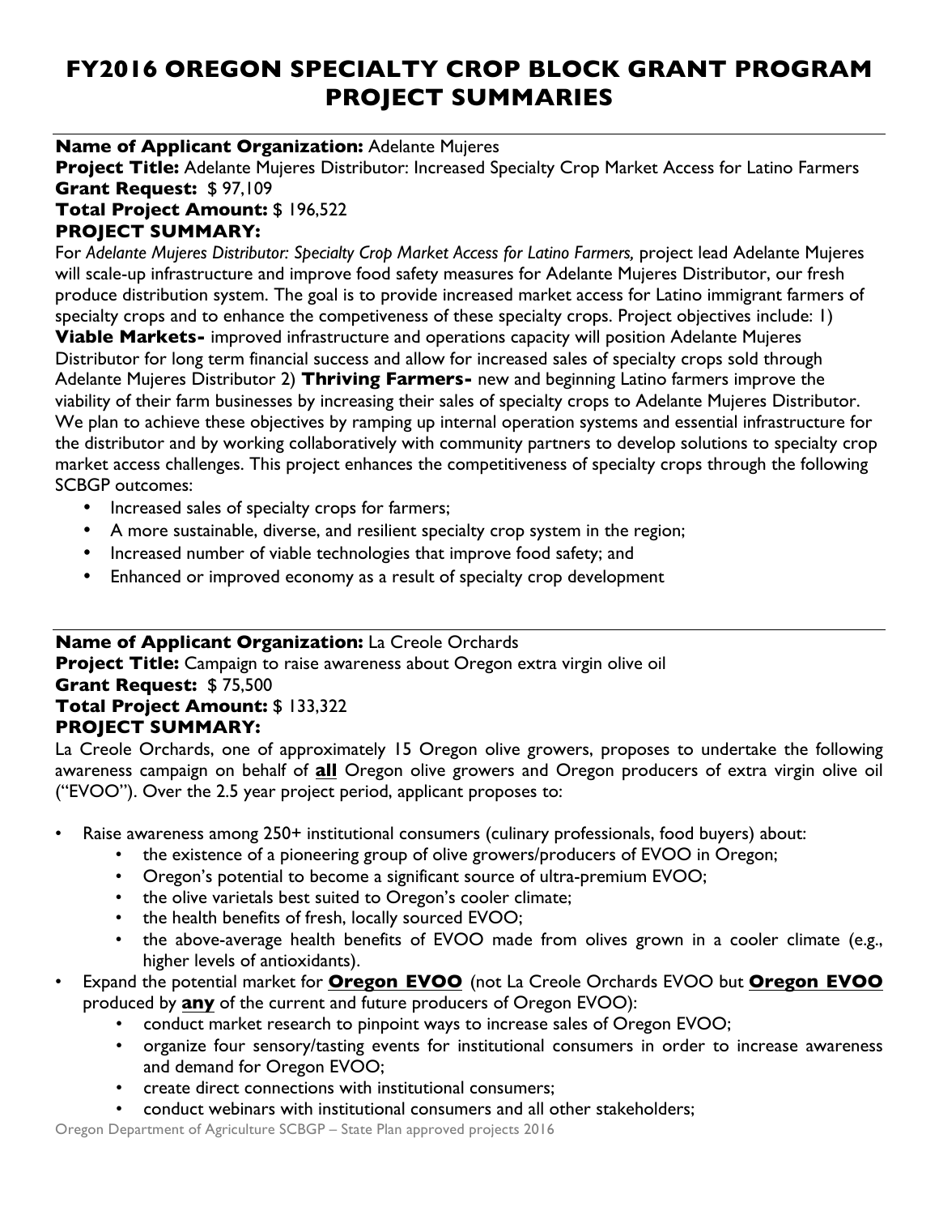# FY2016 OREGON SPECIALTY CROP BLOCK GRANT PROGRAM PROJECT SUMMARIES

---

**Name of Applicant Organization:** Adelante Mujeres
**Project Title:** Adelante Mujeres Distributor: Increased Specialty Crop Market Access for Latino Farmers
**Grant Request:** $ 97,109
**Total Project Amount:** $ 196,522
**PROJECT SUMMARY:**

For *Adelante Mujeres Distributor: Specialty Crop Market Access for Latino Farmers,* project lead Adelante Mujeres will scale-up infrastructure and improve food safety measures for Adelante Mujeres Distributor, our fresh produce distribution system. The goal is to provide increased market access for Latino immigrant farmers of specialty crops and to enhance the competiveness of these specialty crops. Project objectives include: 1) **Viable Markets-** improved infrastructure and operations capacity will position Adelante Mujeres Distributor for long term financial success and allow for increased sales of specialty crops sold through Adelante Mujeres Distributor 2) **Thriving Farmers-** new and beginning Latino farmers improve the viability of their farm businesses by increasing their sales of specialty crops to Adelante Mujeres Distributor. We plan to achieve these objectives by ramping up internal operation systems and essential infrastructure for the distributor and by working collaboratively with community partners to develop solutions to specialty crop market access challenges. This project enhances the competitiveness of specialty crops through the following SCBGP outcomes:

- Increased sales of specialty crops for farmers;
- A more sustainable, diverse, and resilient specialty crop system in the region;
- Increased number of viable technologies that improve food safety; and
- Enhanced or improved economy as a result of specialty crop development

---

**Name of Applicant Organization:** La Creole Orchards
**Project Title:** Campaign to raise awareness about Oregon extra virgin olive oil
**Grant Request:** $ 75,500
**Total Project Amount:** $ 133,322
**PROJECT SUMMARY:**

La Creole Orchards, one of approximately 15 Oregon olive growers, proposes to undertake the following awareness campaign on behalf of **all** Oregon olive growers and Oregon producers of extra virgin olive oil ("EVOO"). Over the 2.5 year project period, applicant proposes to:

- Raise awareness among 250+ institutional consumers (culinary professionals, food buyers) about:
  - the existence of a pioneering group of olive growers/producers of EVOO in Oregon;
  - Oregon's potential to become a significant source of ultra-premium EVOO;
  - the olive varietals best suited to Oregon's cooler climate;
  - the health benefits of fresh, locally sourced EVOO;
  - the above-average health benefits of EVOO made from olives grown in a cooler climate (e.g., higher levels of antioxidants).
- Expand the potential market for **Oregon EVOO** (not La Creole Orchards EVOO but **Oregon EVOO** produced by **any** of the current and future producers of Oregon EVOO):
  - conduct market research to pinpoint ways to increase sales of Oregon EVOO;
  - organize four sensory/tasting events for institutional consumers in order to increase awareness and demand for Oregon EVOO;
  - create direct connections with institutional consumers;
  - conduct webinars with institutional consumers and all other stakeholders;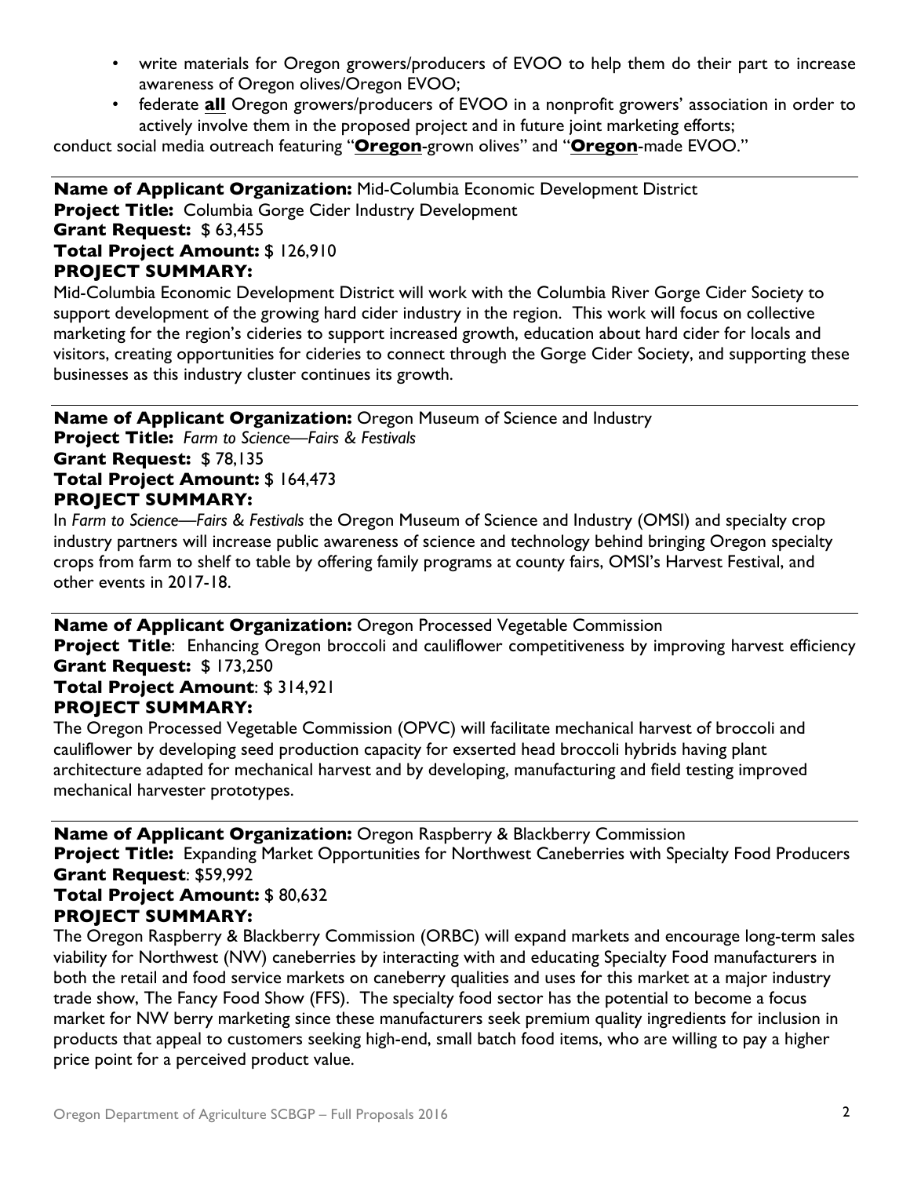- write materials for Oregon growers/producers of EVOO to help them do their part to increase awareness of Oregon olives/Oregon EVOO;
- federate **all** Oregon growers/producers of EVOO in a nonprofit growers' association in order to actively involve them in the proposed project and in future joint marketing efforts;

conduct social media outreach featuring "**Oregon**-grown olives" and "**Oregon**-made EVOO."

---

**Name of Applicant Organization:** Mid-Columbia Economic Development District
**Project Title:** Columbia Gorge Cider Industry Development
**Grant Request:** $ 63,455
**Total Project Amount:** $ 126,910
**PROJECT SUMMARY:**

Mid-Columbia Economic Development District will work with the Columbia River Gorge Cider Society to support development of the growing hard cider industry in the region. This work will focus on collective marketing for the region's cideries to support increased growth, education about hard cider for locals and visitors, creating opportunities for cideries to connect through the Gorge Cider Society, and supporting these businesses as this industry cluster continues its growth.

---

**Name of Applicant Organization:** Oregon Museum of Science and Industry
**Project Title:** *Farm to Science—Fairs & Festivals*
**Grant Request:** $ 78,135
**Total Project Amount:** $ 164,473
**PROJECT SUMMARY:**

In *Farm to Science—Fairs & Festivals* the Oregon Museum of Science and Industry (OMSI) and specialty crop industry partners will increase public awareness of science and technology behind bringing Oregon specialty crops from farm to shelf to table by offering family programs at county fairs, OMSI's Harvest Festival, and other events in 2017-18.

---

**Name of Applicant Organization:** Oregon Processed Vegetable Commission
**Project Title**: Enhancing Oregon broccoli and cauliflower competitiveness by improving harvest efficiency
**Grant Request:** $ 173,250
**Total Project Amount**: $ 314,921
**PROJECT SUMMARY:**

The Oregon Processed Vegetable Commission (OPVC) will facilitate mechanical harvest of broccoli and cauliflower by developing seed production capacity for exserted head broccoli hybrids having plant architecture adapted for mechanical harvest and by developing, manufacturing and field testing improved mechanical harvester prototypes.

---

**Name of Applicant Organization:** Oregon Raspberry & Blackberry Commission
**Project Title:** Expanding Market Opportunities for Northwest Caneberries with Specialty Food Producers
**Grant Request**: $59,992
**Total Project Amount:** $ 80,632
**PROJECT SUMMARY:**

The Oregon Raspberry & Blackberry Commission (ORBC) will expand markets and encourage long-term sales viability for Northwest (NW) caneberries by interacting with and educating Specialty Food manufacturers in both the retail and food service markets on caneberry qualities and uses for this market at a major industry trade show, The Fancy Food Show (FFS). The specialty food sector has the potential to become a focus market for NW berry marketing since these manufacturers seek premium quality ingredients for inclusion in products that appeal to customers seeking high-end, small batch food items, who are willing to pay a higher price point for a perceived product value.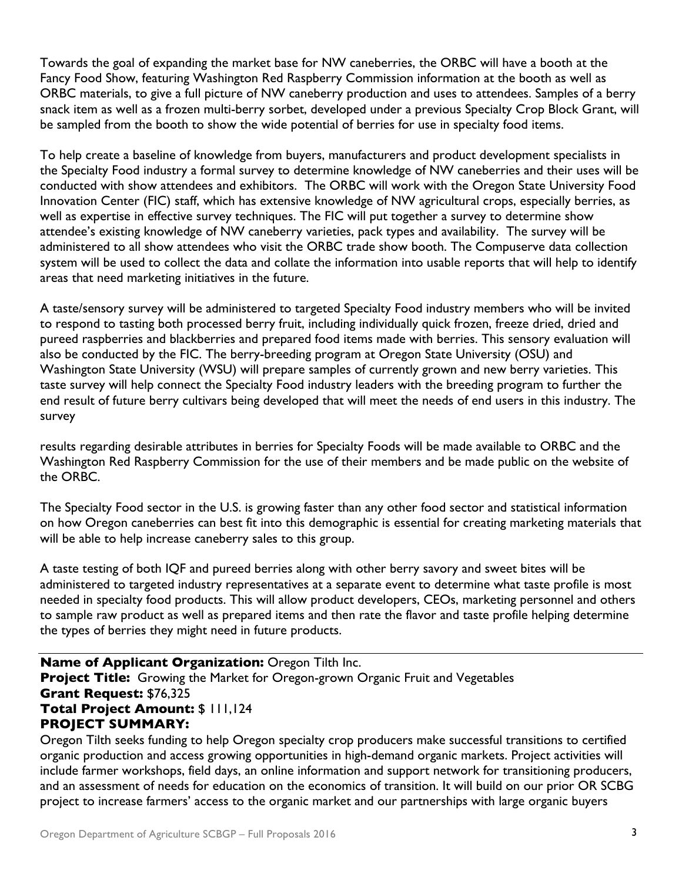Towards the goal of expanding the market base for NW caneberries, the ORBC will have a booth at the Fancy Food Show, featuring Washington Red Raspberry Commission information at the booth as well as ORBC materials, to give a full picture of NW caneberry production and uses to attendees. Samples of a berry snack item as well as a frozen multi-berry sorbet, developed under a previous Specialty Crop Block Grant, will be sampled from the booth to show the wide potential of berries for use in specialty food items.

To help create a baseline of knowledge from buyers, manufacturers and product development specialists in the Specialty Food industry a formal survey to determine knowledge of NW caneberries and their uses will be conducted with show attendees and exhibitors. The ORBC will work with the Oregon State University Food Innovation Center (FIC) staff, which has extensive knowledge of NW agricultural crops, especially berries, as well as expertise in effective survey techniques. The FIC will put together a survey to determine show attendee's existing knowledge of NW caneberry varieties, pack types and availability. The survey will be administered to all show attendees who visit the ORBC trade show booth. The Compuserve data collection system will be used to collect the data and collate the information into usable reports that will help to identify areas that need marketing initiatives in the future.

A taste/sensory survey will be administered to targeted Specialty Food industry members who will be invited to respond to tasting both processed berry fruit, including individually quick frozen, freeze dried, dried and pureed raspberries and blackberries and prepared food items made with berries. This sensory evaluation will also be conducted by the FIC. The berry-breeding program at Oregon State University (OSU) and Washington State University (WSU) will prepare samples of currently grown and new berry varieties. This taste survey will help connect the Specialty Food industry leaders with the breeding program to further the end result of future berry cultivars being developed that will meet the needs of end users in this industry. The survey

results regarding desirable attributes in berries for Specialty Foods will be made available to ORBC and the Washington Red Raspberry Commission for the use of their members and be made public on the website of the ORBC.

The Specialty Food sector in the U.S. is growing faster than any other food sector and statistical information on how Oregon caneberries can best fit into this demographic is essential for creating marketing materials that will be able to help increase caneberry sales to this group.

A taste testing of both IQF and pureed berries along with other berry savory and sweet bites will be administered to targeted industry representatives at a separate event to determine what taste profile is most needed in specialty food products. This will allow product developers, CEOs, marketing personnel and others to sample raw product as well as prepared items and then rate the flavor and taste profile helping determine the types of berries they might need in future products.

---

**Name of Applicant Organization:** Oregon Tilth Inc.
**Project Title:** Growing the Market for Oregon-grown Organic Fruit and Vegetables
**Grant Request:** $76,325
**Total Project Amount:** $ 111,124
**PROJECT SUMMARY:**

Oregon Tilth seeks funding to help Oregon specialty crop producers make successful transitions to certified organic production and access growing opportunities in high-demand organic markets. Project activities will include farmer workshops, field days, an online information and support network for transitioning producers, and an assessment of needs for education on the economics of transition. It will build on our prior OR SCBG project to increase farmers' access to the organic market and our partnerships with large organic buyers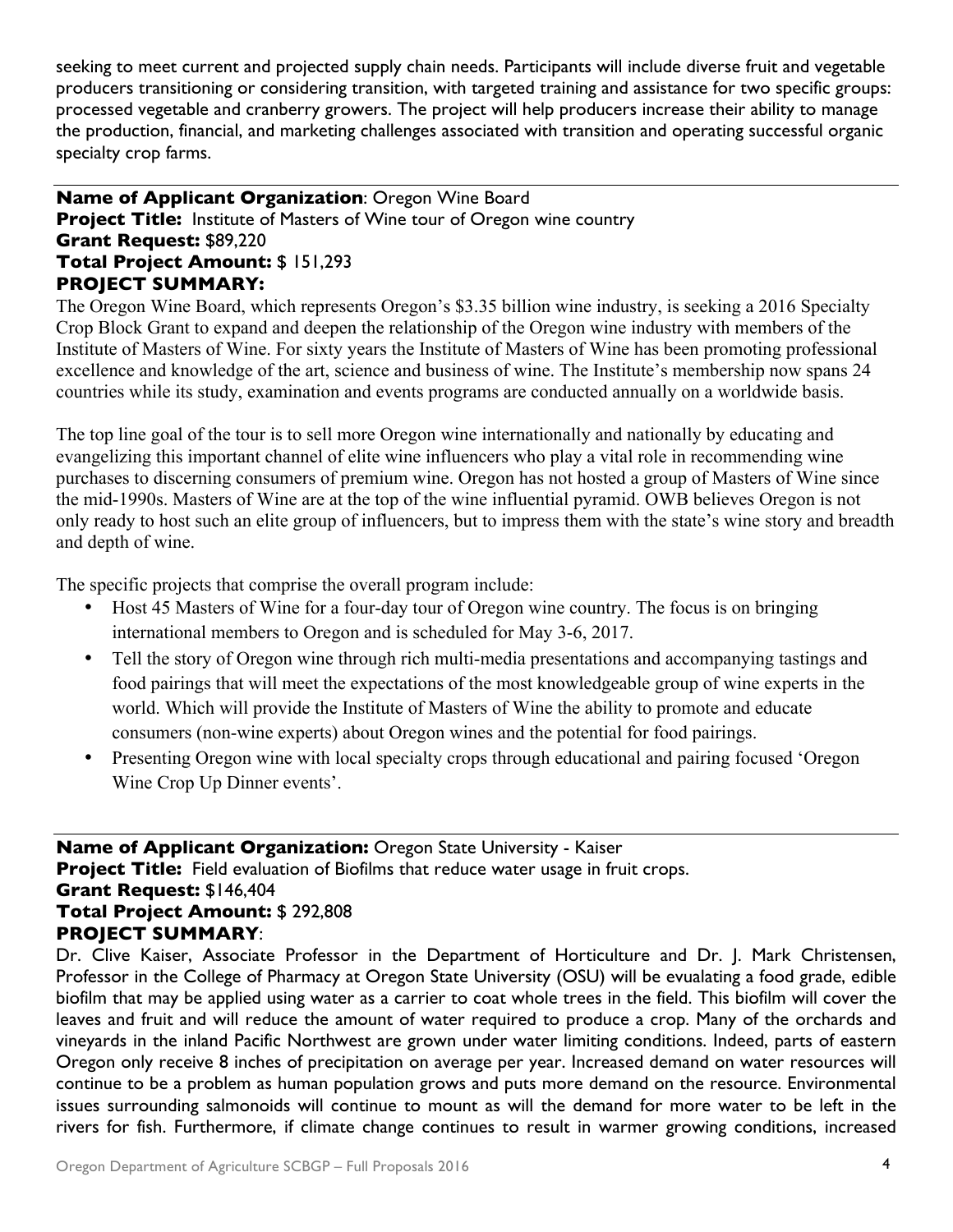seeking to meet current and projected supply chain needs. Participants will include diverse fruit and vegetable producers transitioning or considering transition, with targeted training and assistance for two specific groups: processed vegetable and cranberry growers. The project will help producers increase their ability to manage the production, financial, and marketing challenges associated with transition and operating successful organic specialty crop farms.

---

**Name of Applicant Organization**: Oregon Wine Board
**Project Title:** Institute of Masters of Wine tour of Oregon wine country
**Grant Request:** $89,220
**Total Project Amount:** $ 151,293
**PROJECT SUMMARY:**

The Oregon Wine Board, which represents Oregon's $3.35 billion wine industry, is seeking a 2016 Specialty Crop Block Grant to expand and deepen the relationship of the Oregon wine industry with members of the Institute of Masters of Wine. For sixty years the Institute of Masters of Wine has been promoting professional excellence and knowledge of the art, science and business of wine. The Institute's membership now spans 24 countries while its study, examination and events programs are conducted annually on a worldwide basis.

The top line goal of the tour is to sell more Oregon wine internationally and nationally by educating and evangelizing this important channel of elite wine influencers who play a vital role in recommending wine purchases to discerning consumers of premium wine. Oregon has not hosted a group of Masters of Wine since the mid-1990s. Masters of Wine are at the top of the wine influential pyramid. OWB believes Oregon is not only ready to host such an elite group of influencers, but to impress them with the state's wine story and breadth and depth of wine.

The specific projects that comprise the overall program include:

- Host 45 Masters of Wine for a four-day tour of Oregon wine country. The focus is on bringing international members to Oregon and is scheduled for May 3-6, 2017.
- Tell the story of Oregon wine through rich multi-media presentations and accompanying tastings and food pairings that will meet the expectations of the most knowledgeable group of wine experts in the world. Which will provide the Institute of Masters of Wine the ability to promote and educate consumers (non-wine experts) about Oregon wines and the potential for food pairings.
- Presenting Oregon wine with local specialty crops through educational and pairing focused 'Oregon Wine Crop Up Dinner events'.

---

**Name of Applicant Organization:** Oregon State University - Kaiser
**Project Title:** Field evaluation of Biofilms that reduce water usage in fruit crops.
**Grant Request:** $146,404
**Total Project Amount:** $ 292,808
**PROJECT SUMMARY**:

Dr. Clive Kaiser, Associate Professor in the Department of Horticulture and Dr. J. Mark Christensen, Professor in the College of Pharmacy at Oregon State University (OSU) will be evualating a food grade, edible biofilm that may be applied using water as a carrier to coat whole trees in the field. This biofilm will cover the leaves and fruit and will reduce the amount of water required to produce a crop. Many of the orchards and vineyards in the inland Pacific Northwest are grown under water limiting conditions. Indeed, parts of eastern Oregon only receive 8 inches of precipitation on average per year. Increased demand on water resources will continue to be a problem as human population grows and puts more demand on the resource. Environmental issues surrounding salmonoids will continue to mount as will the demand for more water to be left in the rivers for fish. Furthermore, if climate change continues to result in warmer growing conditions, increased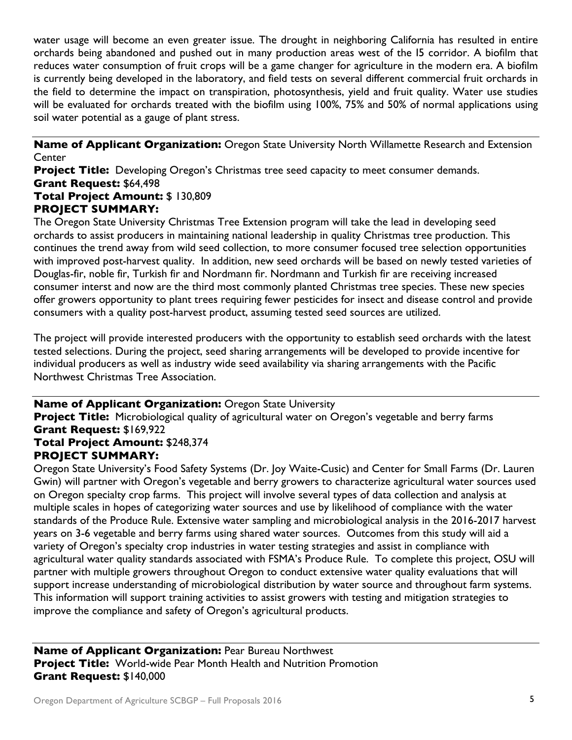water usage will become an even greater issue. The drought in neighboring California has resulted in entire orchards being abandoned and pushed out in many production areas west of the I5 corridor. A biofilm that reduces water consumption of fruit crops will be a game changer for agriculture in the modern era. A biofilm is currently being developed in the laboratory, and field tests on several different commercial fruit orchards in the field to determine the impact on transpiration, photosynthesis, yield and fruit quality. Water use studies will be evaluated for orchards treated with the biofilm using 100%, 75% and 50% of normal applications using soil water potential as a gauge of plant stress.

---

**Name of Applicant Organization:** Oregon State University North Willamette Research and Extension Center
**Project Title:** Developing Oregon's Christmas tree seed capacity to meet consumer demands.
**Grant Request:** $64,498
**Total Project Amount:** $ 130,809
**PROJECT SUMMARY:**

The Oregon State University Christmas Tree Extension program will take the lead in developing seed orchards to assist producers in maintaining national leadership in quality Christmas tree production. This continues the trend away from wild seed collection, to more consumer focused tree selection opportunities with improved post-harvest quality. In addition, new seed orchards will be based on newly tested varieties of Douglas-fir, noble fir, Turkish fir and Nordmann fir. Nordmann and Turkish fir are receiving increased consumer interst and now are the third most commonly planted Christmas tree species. These new species offer growers opportunity to plant trees requiring fewer pesticides for insect and disease control and provide consumers with a quality post-harvest product, assuming tested seed sources are utilized.

The project will provide interested producers with the opportunity to establish seed orchards with the latest tested selections. During the project, seed sharing arrangements will be developed to provide incentive for individual producers as well as industry wide seed availability via sharing arrangements with the Pacific Northwest Christmas Tree Association.

---

**Name of Applicant Organization:** Oregon State University
**Project Title:** Microbiological quality of agricultural water on Oregon's vegetable and berry farms
**Grant Request:** $169,922
**Total Project Amount:** $248,374
**PROJECT SUMMARY:**

Oregon State University's Food Safety Systems (Dr. Joy Waite-Cusic) and Center for Small Farms (Dr. Lauren Gwin) will partner with Oregon's vegetable and berry growers to characterize agricultural water sources used on Oregon specialty crop farms. This project will involve several types of data collection and analysis at multiple scales in hopes of categorizing water sources and use by likelihood of compliance with the water standards of the Produce Rule. Extensive water sampling and microbiological analysis in the 2016-2017 harvest years on 3-6 vegetable and berry farms using shared water sources. Outcomes from this study will aid a variety of Oregon's specialty crop industries in water testing strategies and assist in compliance with agricultural water quality standards associated with FSMA's Produce Rule. To complete this project, OSU will partner with multiple growers throughout Oregon to conduct extensive water quality evaluations that will support increase understanding of microbiological distribution by water source and throughout farm systems. This information will support training activities to assist growers with testing and mitigation strategies to improve the compliance and safety of Oregon's agricultural products.

---

**Name of Applicant Organization:** Pear Bureau Northwest
**Project Title:** World-wide Pear Month Health and Nutrition Promotion
**Grant Request:** $140,000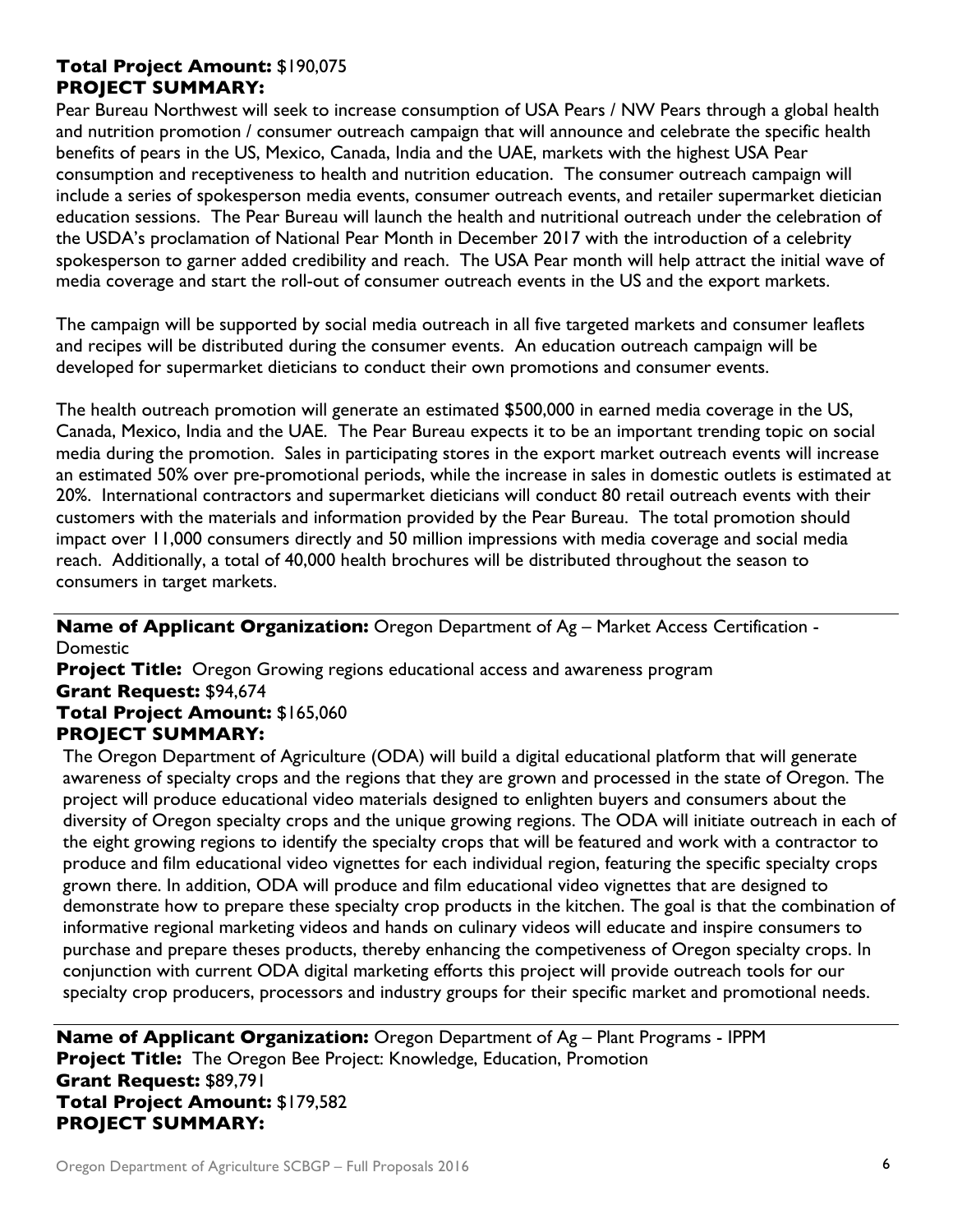**Total Project Amount:** $190,075
**PROJECT SUMMARY:**

Pear Bureau Northwest will seek to increase consumption of USA Pears / NW Pears through a global health and nutrition promotion / consumer outreach campaign that will announce and celebrate the specific health benefits of pears in the US, Mexico, Canada, India and the UAE, markets with the highest USA Pear consumption and receptiveness to health and nutrition education. The consumer outreach campaign will include a series of spokesperson media events, consumer outreach events, and retailer supermarket dietician education sessions. The Pear Bureau will launch the health and nutritional outreach under the celebration of the USDA's proclamation of National Pear Month in December 2017 with the introduction of a celebrity spokesperson to garner added credibility and reach. The USA Pear month will help attract the initial wave of media coverage and start the roll-out of consumer outreach events in the US and the export markets.

The campaign will be supported by social media outreach in all five targeted markets and consumer leaflets and recipes will be distributed during the consumer events. An education outreach campaign will be developed for supermarket dieticians to conduct their own promotions and consumer events.

The health outreach promotion will generate an estimated $500,000 in earned media coverage in the US, Canada, Mexico, India and the UAE. The Pear Bureau expects it to be an important trending topic on social media during the promotion. Sales in participating stores in the export market outreach events will increase an estimated 50% over pre-promotional periods, while the increase in sales in domestic outlets is estimated at 20%. International contractors and supermarket dieticians will conduct 80 retail outreach events with their customers with the materials and information provided by the Pear Bureau. The total promotion should impact over 11,000 consumers directly and 50 million impressions with media coverage and social media reach. Additionally, a total of 40,000 health brochures will be distributed throughout the season to consumers in target markets.

---

**Name of Applicant Organization:** Oregon Department of Ag – Market Access Certification - Domestic
**Project Title:** Oregon Growing regions educational access and awareness program
**Grant Request:** $94,674
**Total Project Amount:** $165,060
**PROJECT SUMMARY:**

The Oregon Department of Agriculture (ODA) will build a digital educational platform that will generate awareness of specialty crops and the regions that they are grown and processed in the state of Oregon. The project will produce educational video materials designed to enlighten buyers and consumers about the diversity of Oregon specialty crops and the unique growing regions. The ODA will initiate outreach in each of the eight growing regions to identify the specialty crops that will be featured and work with a contractor to produce and film educational video vignettes for each individual region, featuring the specific specialty crops grown there. In addition, ODA will produce and film educational video vignettes that are designed to demonstrate how to prepare these specialty crop products in the kitchen. The goal is that the combination of informative regional marketing videos and hands on culinary videos will educate and inspire consumers to purchase and prepare theses products, thereby enhancing the competiveness of Oregon specialty crops. In conjunction with current ODA digital marketing efforts this project will provide outreach tools for our specialty crop producers, processors and industry groups for their specific market and promotional needs.

---

**Name of Applicant Organization:** Oregon Department of Ag – Plant Programs - IPPM
**Project Title:** The Oregon Bee Project: Knowledge, Education, Promotion
**Grant Request:** $89,791
**Total Project Amount:** $179,582
**PROJECT SUMMARY:**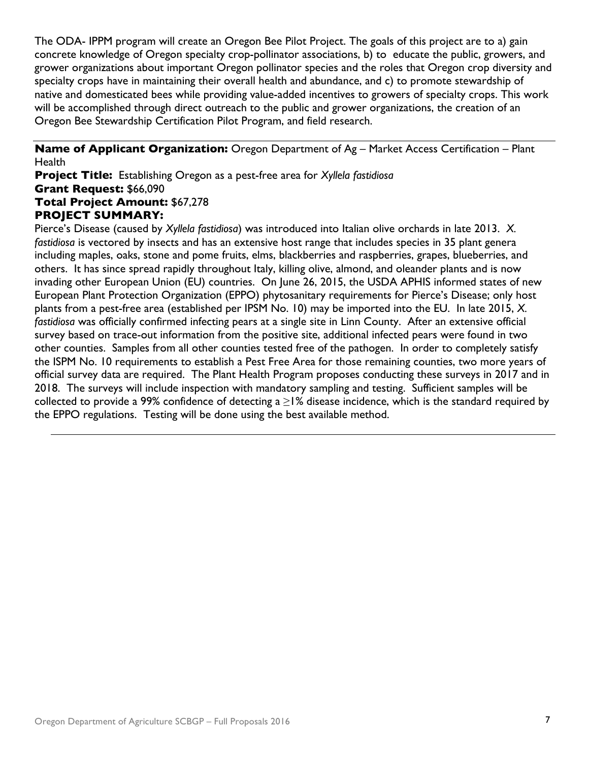The ODA- IPPM program will create an Oregon Bee Pilot Project. The goals of this project are to a) gain concrete knowledge of Oregon specialty crop-pollinator associations, b) to educate the public, growers, and grower organizations about important Oregon pollinator species and the roles that Oregon crop diversity and specialty crops have in maintaining their overall health and abundance, and c) to promote stewardship of native and domesticated bees while providing value-added incentives to growers of specialty crops. This work will be accomplished through direct outreach to the public and grower organizations, the creation of an Oregon Bee Stewardship Certification Pilot Program, and field research.

---

**Name of Applicant Organization:** Oregon Department of Ag – Market Access Certification – Plant Health

**Project Title:** Establishing Oregon as a pest-free area for *Xyllela fastidiosa*

**Grant Request:** $66,090

**Total Project Amount:** $67,278

**PROJECT SUMMARY:**

Pierce's Disease (caused by *Xyllela fastidiosa*) was introduced into Italian olive orchards in late 2013. *X. fastidiosa* is vectored by insects and has an extensive host range that includes species in 35 plant genera including maples, oaks, stone and pome fruits, elms, blackberries and raspberries, grapes, blueberries, and others. It has since spread rapidly throughout Italy, killing olive, almond, and oleander plants and is now invading other European Union (EU) countries. On June 26, 2015, the USDA APHIS informed states of new European Plant Protection Organization (EPPO) phytosanitary requirements for Pierce's Disease; only host plants from a pest-free area (established per IPSM No. 10) may be imported into the EU. In late 2015, *X. fastidiosa* was officially confirmed infecting pears at a single site in Linn County. After an extensive official survey based on trace-out information from the positive site, additional infected pears were found in two other counties. Samples from all other counties tested free of the pathogen. In order to completely satisfy the ISPM No. 10 requirements to establish a Pest Free Area for those remaining counties, two more years of official survey data are required. The Plant Health Program proposes conducting these surveys in 2017 and in 2018. The surveys will include inspection with mandatory sampling and testing. Sufficient samples will be collected to provide a 99% confidence of detecting a $\geq$1% disease incidence, which is the standard required by the EPPO regulations. Testing will be done using the best available method.

---